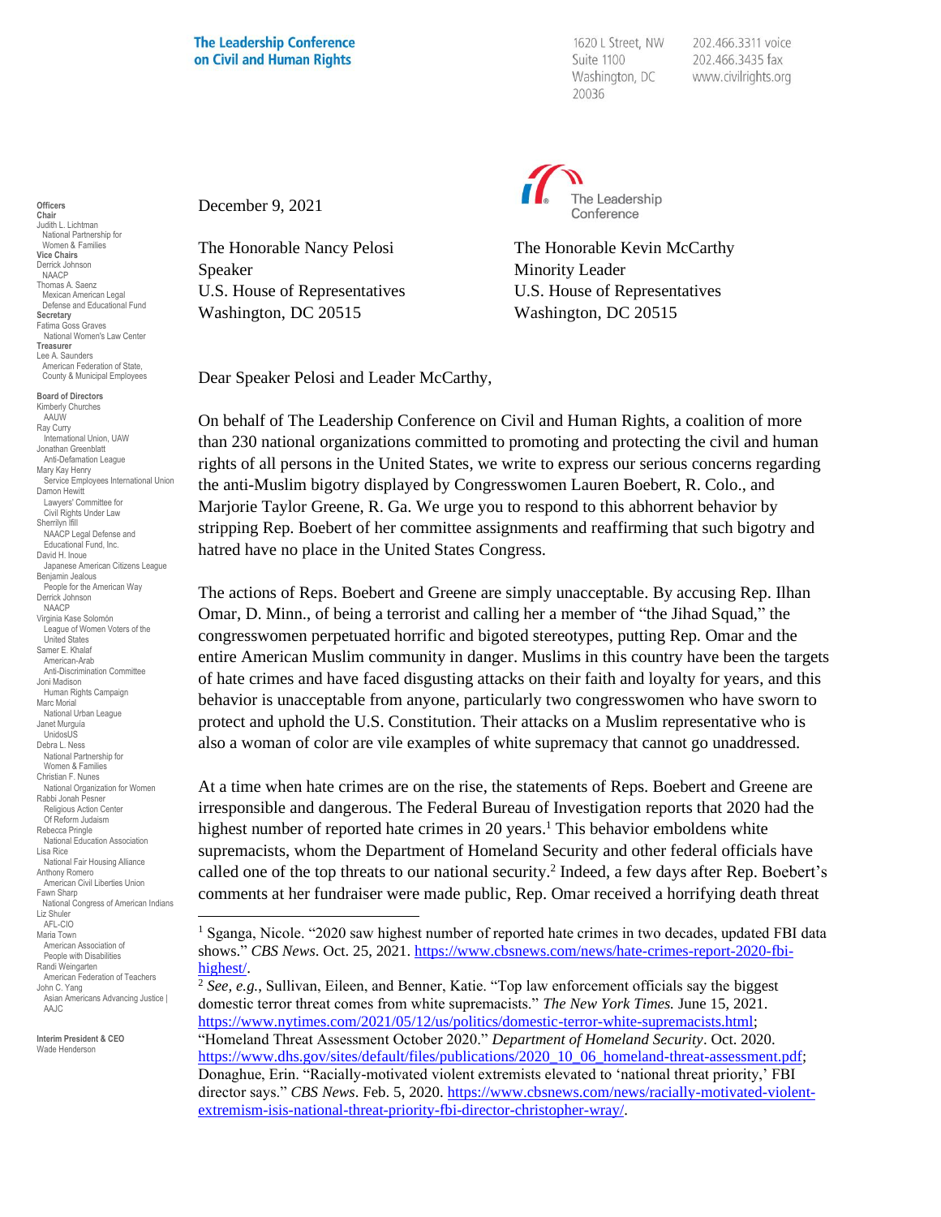**The Leadership Conference on Civil and Human Rights**

1620 L Street, NW
Suite 1100
Washington, DC
20036

202.466.3311 voice
202.466.3435 fax
www.civilrights.org

**Officers**
**Chair**
Judith L. Lichtman
National Partnership for Women & Families
**Vice Chairs**
Derrick Johnson
NAACP
Thomas A. Saenz
Mexican American Legal Defense and Educational Fund
**Secretary**
Fatima Goss Graves
National Women's Law Center
**Treasurer**
Lee A. Saunders
American Federation of State, County & Municipal Employees

**Board of Directors**
Kimberly Churches
AAUW
Ray Curry
International Union, UAW
Jonathan Greenblatt
Anti-Defamation League
Mary Kay Henry
Service Employees International Union
Damon Hewitt
Lawyers' Committee for Civil Rights Under Law
Sherrilyn Ifill
NAACP Legal Defense and Educational Fund, Inc.
David H. Inoue
Japanese American Citizens League
Benjamin Jealous
People for the American Way
Derrick Johnson
NAACP
Virginia Kase Solomón
League of Women Voters of the United States
Samer E. Khalaf
American-Arab Anti-Discrimination Committee
Joni Madison
Human Rights Campaign
Marc Morial
National Urban League
Janet Murguía
UnidosUS
Debra L. Ness
National Partnership for Women & Families
Christian F. Nunes
National Organization for Women
Rabbi Jonah Pesner
Religious Action Center Of Reform Judaism
Rebecca Pringle
National Education Association
Lisa Rice
National Fair Housing Alliance
Anthony Romero
American Civil Liberties Union
Fawn Sharp
National Congress of American Indians
Liz Shuler
AFL-CIO
Maria Town
American Association of People with Disabilities
Randi Weingarten
American Federation of Teachers
John C. Yang
Asian Americans Advancing Justice | AAJC

**Interim President & CEO**
Wade Henderson

December 9, 2021

The Honorable Nancy Pelosi
Speaker
U.S. House of Representatives
Washington, DC 20515

The Honorable Kevin McCarthy
Minority Leader
U.S. House of Representatives
Washington, DC 20515

Dear Speaker Pelosi and Leader McCarthy,

On behalf of The Leadership Conference on Civil and Human Rights, a coalition of more than 230 national organizations committed to promoting and protecting the civil and human rights of all persons in the United States, we write to express our serious concerns regarding the anti-Muslim bigotry displayed by Congresswomen Lauren Boebert, R. Colo., and Marjorie Taylor Greene, R. Ga. We urge you to respond to this abhorrent behavior by stripping Rep. Boebert of her committee assignments and reaffirming that such bigotry and hatred have no place in the United States Congress.

The actions of Reps. Boebert and Greene are simply unacceptable. By accusing Rep. Ilhan Omar, D. Minn., of being a terrorist and calling her a member of "the Jihad Squad," the congresswomen perpetuated horrific and bigoted stereotypes, putting Rep. Omar and the entire American Muslim community in danger. Muslims in this country have been the targets of hate crimes and have faced disgusting attacks on their faith and loyalty for years, and this behavior is unacceptable from anyone, particularly two congresswomen who have sworn to protect and uphold the U.S. Constitution. Their attacks on a Muslim representative who is also a woman of color are vile examples of white supremacy that cannot go unaddressed.

At a time when hate crimes are on the rise, the statements of Reps. Boebert and Greene are irresponsible and dangerous. The Federal Bureau of Investigation reports that 2020 had the highest number of reported hate crimes in 20 years.[1] This behavior emboldens white supremacists, whom the Department of Homeland Security and other federal officials have called one of the top threats to our national security.[2] Indeed, a few days after Rep. Boebert's comments at her fundraiser were made public, Rep. Omar received a horrifying death threat

---

[1] Sganga, Nicole. "2020 saw highest number of reported hate crimes in two decades, updated FBI data shows." *CBS News*. Oct. 25, 2021. https://www.cbsnews.com/news/hate-crimes-report-2020-fbi-highest/.

[2] *See, e.g.*, Sullivan, Eileen, and Benner, Katie. "Top law enforcement officials say the biggest domestic terror threat comes from white supremacists." *The New York Times.* June 15, 2021. https://www.nytimes.com/2021/05/12/us/politics/domestic-terror-white-supremacists.html; "Homeland Threat Assessment October 2020." *Department of Homeland Security*. Oct. 2020. https://www.dhs.gov/sites/default/files/publications/2020_10_06_homeland-threat-assessment.pdf; Donaghue, Erin. "Racially-motivated violent extremists elevated to 'national threat priority,' FBI director says." *CBS News*. Feb. 5, 2020. https://www.cbsnews.com/news/racially-motivated-violent-extremism-isis-national-threat-priority-fbi-director-christopher-wray/.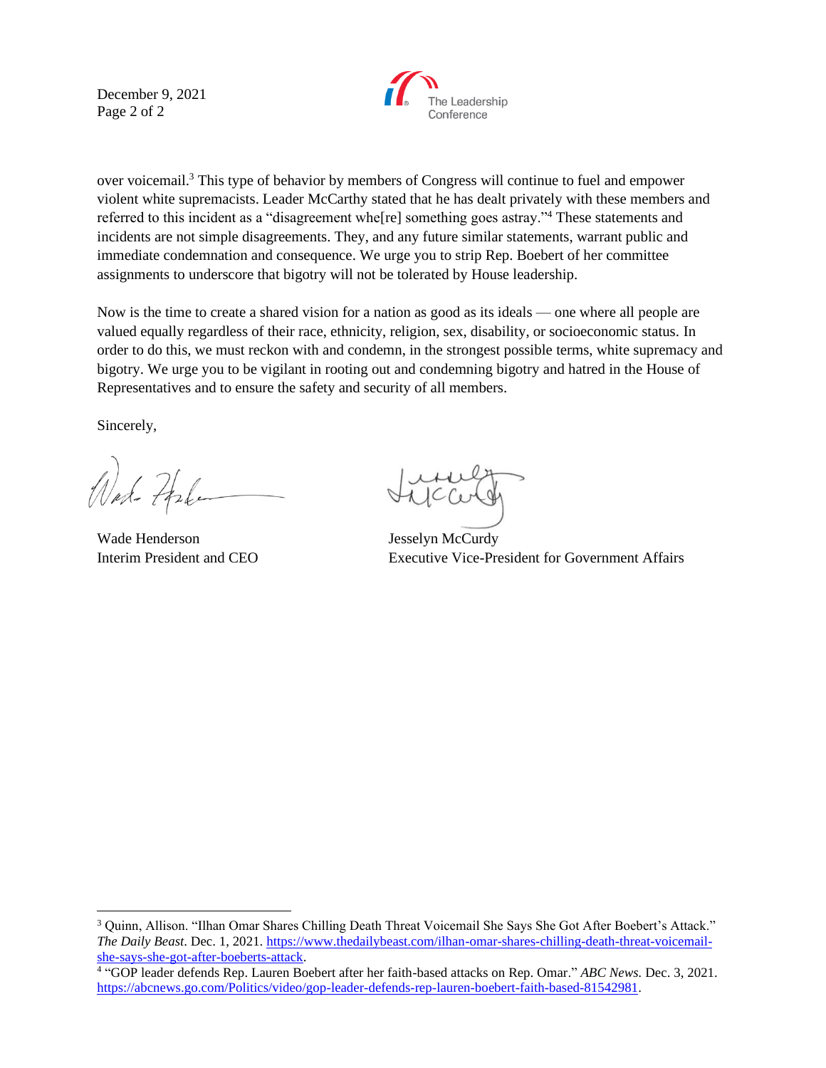over voicemail.[3] This type of behavior by members of Congress will continue to fuel and empower violent white supremacists. Leader McCarthy stated that he has dealt privately with these members and referred to this incident as a "disagreement whe[re] something goes astray."[4] These statements and incidents are not simple disagreements. They, and any future similar statements, warrant public and immediate condemnation and consequence. We urge you to strip Rep. Boebert of her committee assignments to underscore that bigotry will not be tolerated by House leadership.

Now is the time to create a shared vision for a nation as good as its ideals — one where all people are valued equally regardless of their race, ethnicity, religion, sex, disability, or socioeconomic status. In order to do this, we must reckon with and condemn, in the strongest possible terms, white supremacy and bigotry. We urge you to be vigilant in rooting out and condemning bigotry and hatred in the House of Representatives and to ensure the safety and security of all members.

Sincerely,

Wade Henderson
Interim President and CEO

Jesselyn McCurdy
Executive Vice-President for Government Affairs

---

[3] Quinn, Allison. "Ilhan Omar Shares Chilling Death Threat Voicemail She Says She Got After Boebert's Attack." *The Daily Beast*. Dec. 1, 2021. https://www.thedailybeast.com/ilhan-omar-shares-chilling-death-threat-voicemail-she-says-she-got-after-boeberts-attack.

[4] "GOP leader defends Rep. Lauren Boebert after her faith-based attacks on Rep. Omar." *ABC News.* Dec. 3, 2021. https://abcnews.go.com/Politics/video/gop-leader-defends-rep-lauren-boebert-faith-based-81542981.